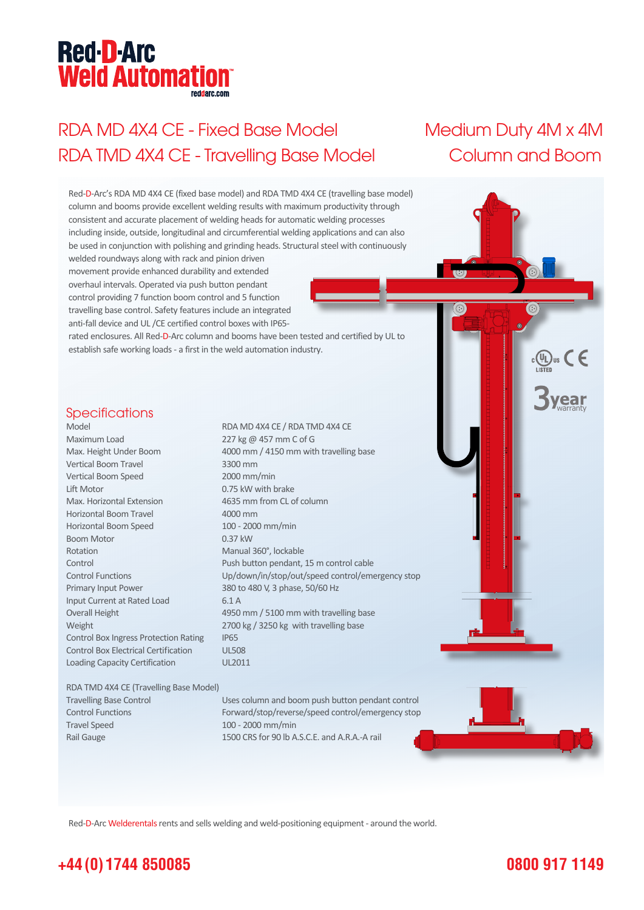# Red-D-Arc Weld Automation

reddarc.com

## RDA MD 4X4 CE - Fixed Base Model
## RDA TMD 4X4 CE - Travelling Base Model

## Medium Duty 4M x 4M Column and Boom

Red-D-Arc's RDA MD 4X4 CE (fixed base model) and RDA TMD 4X4 CE (travelling base model) column and booms provide excellent welding results with maximum productivity through consistent and accurate placement of welding heads for automatic welding processes including inside, outside, longitudinal and circumferential welding applications and can also be used in conjunction with polishing and grinding heads. Structural steel with continuously welded roundways along with rack and pinion driven movement provide enhanced durability and extended overhaul intervals. Operated via push button pendant control providing 7 function boom control and 5 function travelling base control. Safety features include an integrated anti-fall device and UL /CE certified control boxes with IP65-rated enclosures. All Red-D-Arc column and booms have been tested and certified by UL to establish safe working loads - a first in the weld automation industry.

cULus LISTED CE

3 year warranty

### Specifications

| | |
|---|---|
| Model | RDA MD 4X4 CE / RDA TMD 4X4 CE |
| Maximum Load | 227 kg @ 457 mm C of G |
| Max. Height Under Boom | 4000 mm / 4150 mm with travelling base |
| Vertical Boom Travel | 3300 mm |
| Vertical Boom Speed | 2000 mm/min |
| Lift Motor | 0.75 kW with brake |
| Max. Horizontal Extension | 4635 mm from CL of column |
| Horizontal Boom Travel | 4000 mm |
| Horizontal Boom Speed | 100 - 2000 mm/min |
| Boom Motor | 0.37 kW |
| Rotation | Manual 360°, lockable |
| Control | Push button pendant, 15 m control cable |
| Control Functions | Up/down/in/stop/out/speed control/emergency stop |
| Primary Input Power | 380 to 480 V, 3 phase, 50/60 Hz |
| Input Current at Rated Load | 6.1 A |
| Overall Height | 4950 mm / 5100 mm with travelling base |
| Weight | 2700 kg / 3250 kg with travelling base |
| Control Box Ingress Protection Rating | IP65 |
| Control Box Electrical Certification | UL508 |
| Loading Capacity Certification | UL2011 |

RDA TMD 4X4 CE (Travelling Base Model)

| | |
|---|---|
| Travelling Base Control | Uses column and boom push button pendant control |
| Control Functions | Forward/stop/reverse/speed control/emergency stop |
| Travel Speed | 100 - 2000 mm/min |
| Rail Gauge | 1500 CRS for 90 lb A.S.C.E. and A.R.A.-A rail |

Red-D-Arc Welderentals rents and sells welding and weld-positioning equipment - around the world.

**+44 (0) 1744 850085** **0800 917 1149**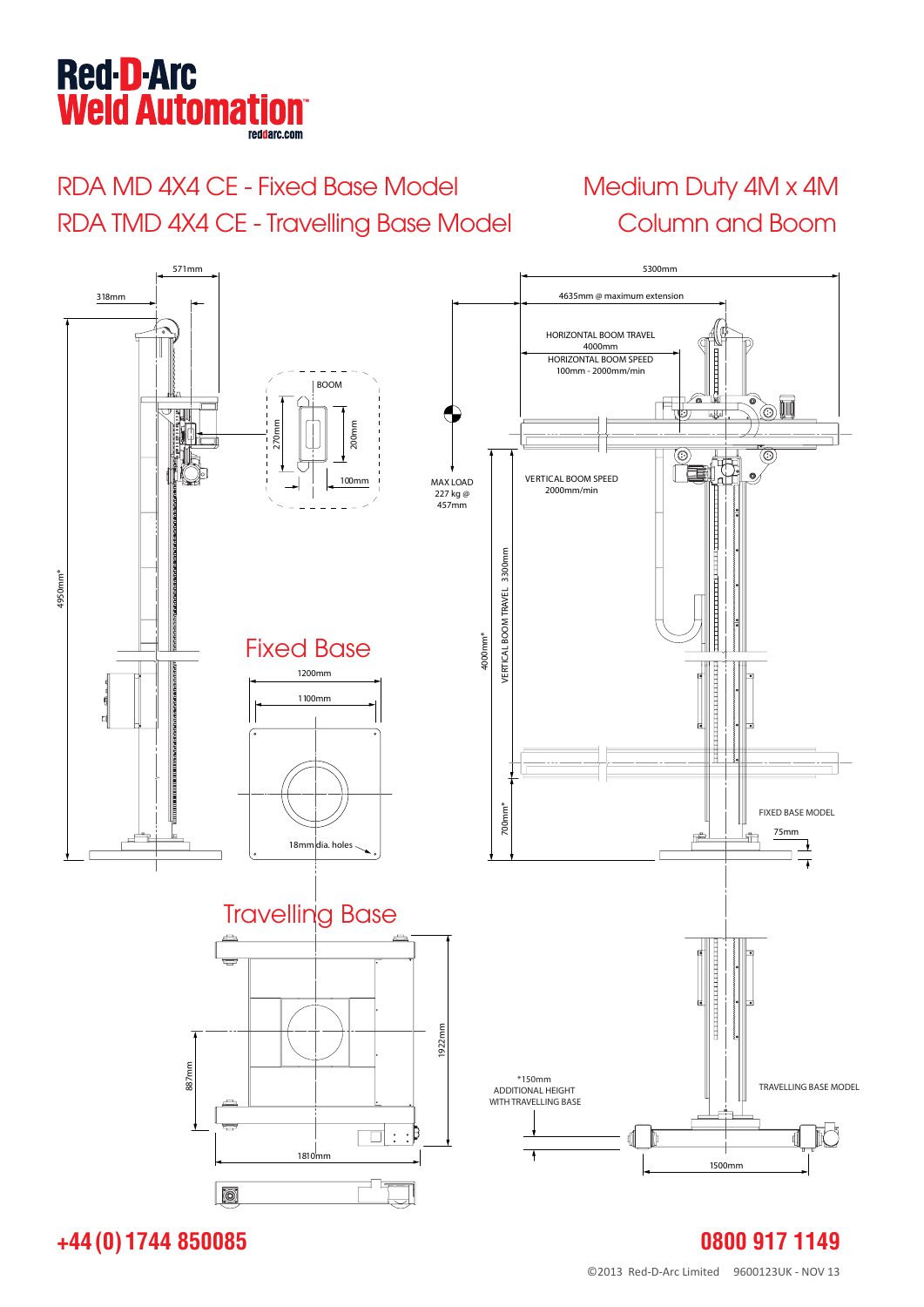# Red-D-Arc Weld Automation

reddarc.com

## RDA MD 4X4 CE - Fixed Base Model
## RDA TMD 4X4 CE - Travelling Base Model

## Medium Duty 4M x 4M Column and Boom

571mm

318mm

4950mm*

BOOM

270mm

200mm

100mm

MAX LOAD
227 kg @
457mm

5300mm

4635mm @ maximum extension

HORIZONTAL BOOM TRAVEL
4000mm

HORIZONTAL BOOM SPEED
100mm - 2000mm/min

VERTICAL BOOM SPEED
2000mm/min

4000mm*

VERTICAL BOOM TRAVEL 3300mm

700mm*

FIXED BASE MODEL

75mm

### Fixed Base

1200mm

1100mm

18mm dia. holes

### Travelling Base

887mm

1922mm

1810mm

*150mm
ADDITIONAL HEIGHT
WITH TRAVELLING BASE

TRAVELLING BASE MODEL

1500mm

**+44 (0) 1744 850085**

**0800 917 1149**

©2013 Red-D-Arc Limited 9600123UK - NOV 13